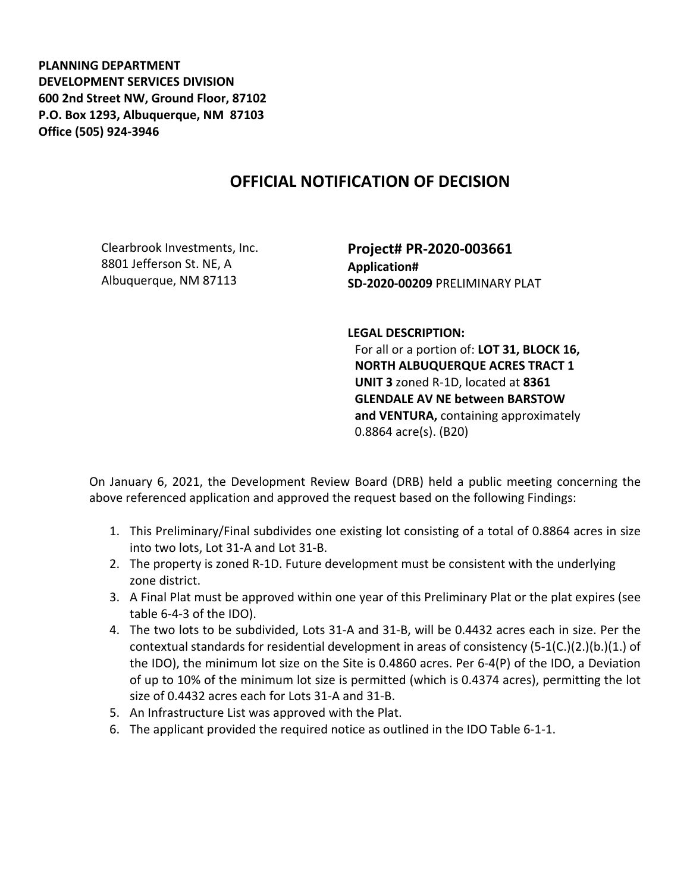**PLANNING DEPARTMENT**
**DEVELOPMENT SERVICES DIVISION**
**600 2nd Street NW, Ground Floor, 87102**
**P.O. Box 1293, Albuquerque, NM 87103**
**Office (505) 924-3946**

# OFFICIAL NOTIFICATION OF DECISION

Clearbrook Investments, Inc.
8801 Jefferson St. NE, A
Albuquerque, NM 87113

**Project# PR-2020-003661**
**Application#**
**SD-2020-00209** PRELIMINARY PLAT

**LEGAL DESCRIPTION:**
For all or a portion of: **LOT 31, BLOCK 16, NORTH ALBUQUERQUE ACRES TRACT 1 UNIT 3** zoned R-1D, located at **8361 GLENDALE AV NE between BARSTOW and VENTURA,** containing approximately 0.8864 acre(s). (B20)

On January 6, 2021, the Development Review Board (DRB) held a public meeting concerning the above referenced application and approved the request based on the following Findings:

1. This Preliminary/Final subdivides one existing lot consisting of a total of 0.8864 acres in size into two lots, Lot 31-A and Lot 31-B.
2. The property is zoned R-1D. Future development must be consistent with the underlying zone district.
3. A Final Plat must be approved within one year of this Preliminary Plat or the plat expires (see table 6-4-3 of the IDO).
4. The two lots to be subdivided, Lots 31-A and 31-B, will be 0.4432 acres each in size. Per the contextual standards for residential development in areas of consistency (5-1(C.)(2.)(b.)(1.) of the IDO), the minimum lot size on the Site is 0.4860 acres. Per 6-4(P) of the IDO, a Deviation of up to 10% of the minimum lot size is permitted (which is 0.4374 acres), permitting the lot size of 0.4432 acres each for Lots 31-A and 31-B.
5. An Infrastructure List was approved with the Plat.
6. The applicant provided the required notice as outlined in the IDO Table 6-1-1.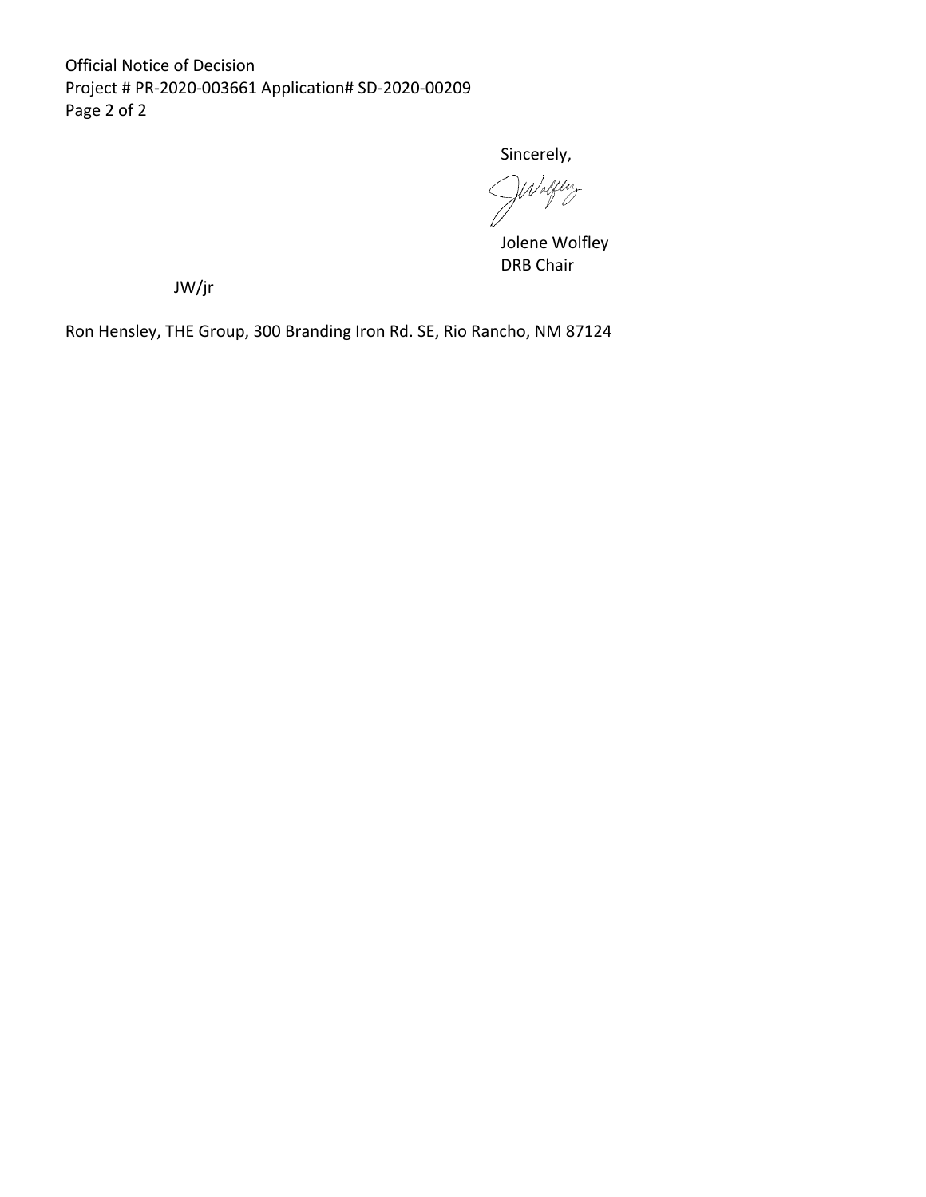Official Notice of Decision
Project # PR-2020-003661 Application# SD-2020-00209

Sincerely,

Jolene Wolfley
DRB Chair

JW/jr

Ron Hensley, THE Group, 300 Branding Iron Rd. SE, Rio Rancho, NM 87124